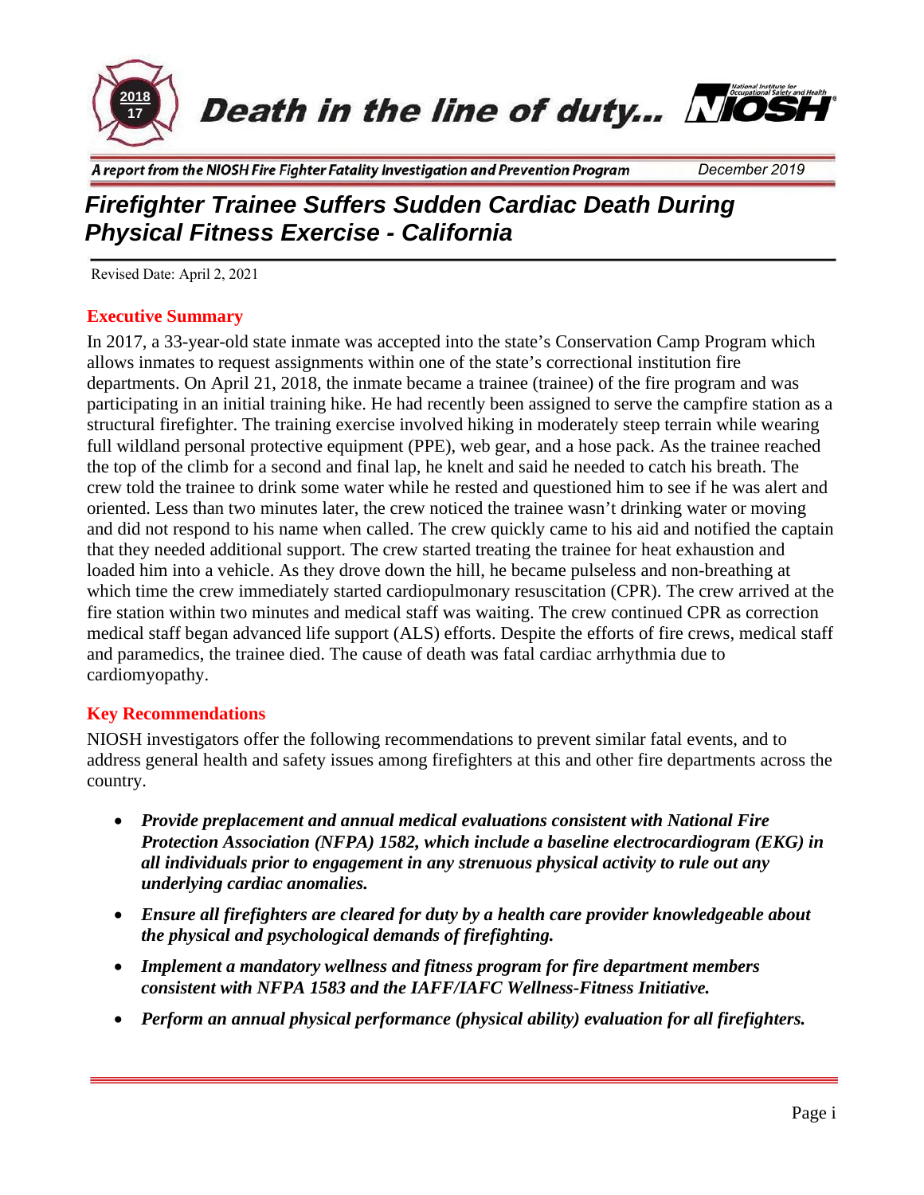**Death in the line of duty...**

A report from the NIOSH Fire Fighter Fatality Investigation and Prevention Program

December 2019

2018 17

# Firefighter Trainee Suffers Sudden Cardiac Death During Physical Fitness Exercise - California

Revised Date: April 2, 2021

## Executive Summary

In 2017, a 33-year-old state inmate was accepted into the state's Conservation Camp Program which allows inmates to request assignments within one of the state's correctional institution fire departments. On April 21, 2018, the inmate became a trainee (trainee) of the fire program and was participating in an initial training hike. He had recently been assigned to serve the campfire station as a structural firefighter. The training exercise involved hiking in moderately steep terrain while wearing full wildland personal protective equipment (PPE), web gear, and a hose pack. As the trainee reached the top of the climb for a second and final lap, he knelt and said he needed to catch his breath. The crew told the trainee to drink some water while he rested and questioned him to see if he was alert and oriented. Less than two minutes later, the crew noticed the trainee wasn't drinking water or moving and did not respond to his name when called. The crew quickly came to his aid and notified the captain that they needed additional support. The crew started treating the trainee for heat exhaustion and loaded him into a vehicle. As they drove down the hill, he became pulseless and non-breathing at which time the crew immediately started cardiopulmonary resuscitation (CPR). The crew arrived at the fire station within two minutes and medical staff was waiting. The crew continued CPR as correction medical staff began advanced life support (ALS) efforts. Despite the efforts of fire crews, medical staff and paramedics, the trainee died. The cause of death was fatal cardiac arrhythmia due to cardiomyopathy.

## Key Recommendations

NIOSH investigators offer the following recommendations to prevent similar fatal events, and to address general health and safety issues among firefighters at this and other fire departments across the country.

- ***Provide preplacement and annual medical evaluations consistent with National Fire Protection Association (NFPA) 1582, which include a baseline electrocardiogram (EKG) in all individuals prior to engagement in any strenuous physical activity to rule out any underlying cardiac anomalies.***
- ***Ensure all firefighters are cleared for duty by a health care provider knowledgeable about the physical and psychological demands of firefighting.***
- ***Implement a mandatory wellness and fitness program for fire department members consistent with NFPA 1583 and the IAFF/IAFC Wellness-Fitness Initiative.***
- ***Perform an annual physical performance (physical ability) evaluation for all firefighters.***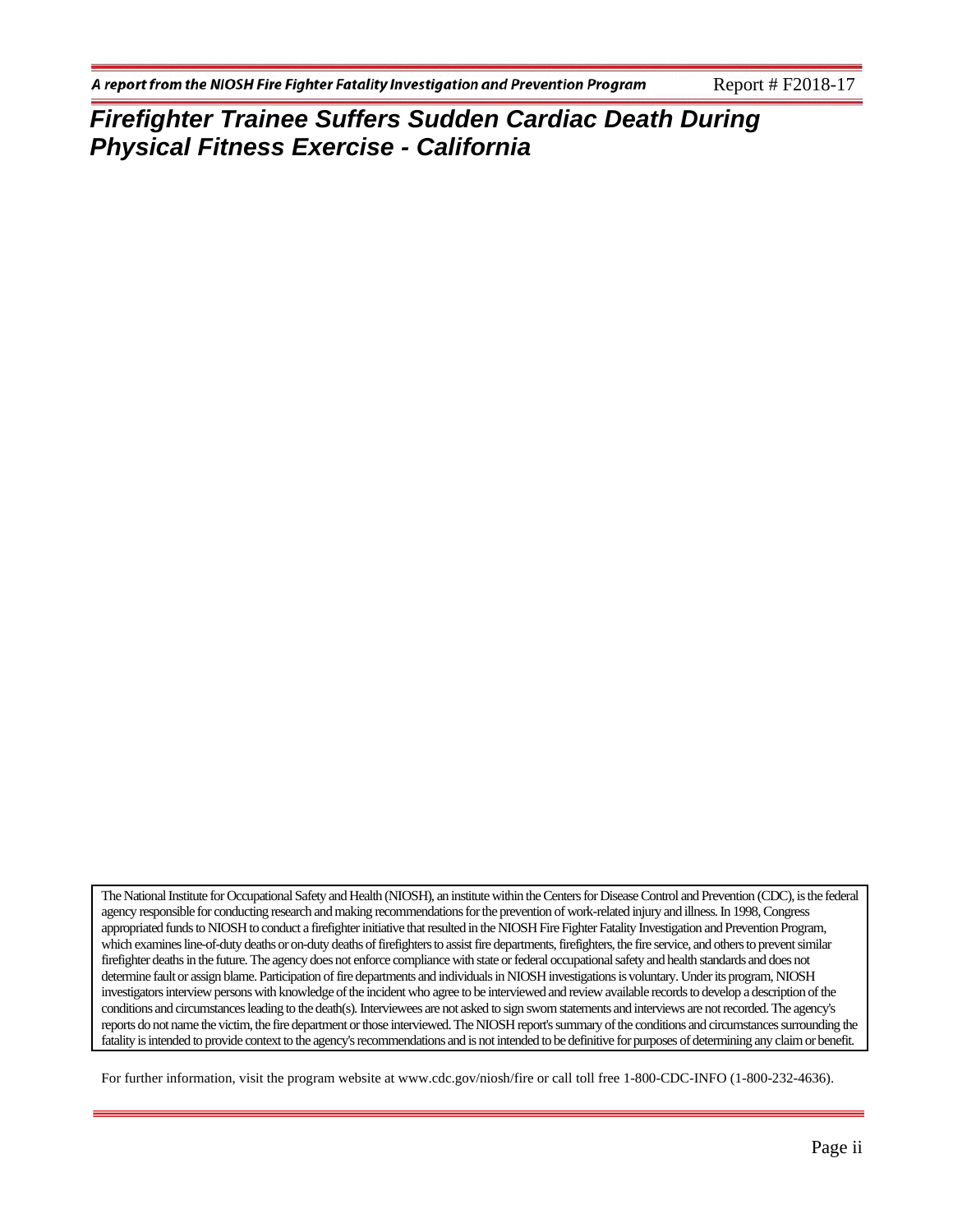# Firefighter Trainee Suffers Sudden Cardiac Death During Physical Fitness Exercise - California

The National Institute for Occupational Safety and Health (NIOSH), an institute within the Centers for Disease Control and Prevention (CDC), is the federal agency responsible for conducting research and making recommendations for the prevention of work-related injury and illness. In 1998, Congress appropriated funds to NIOSH to conduct a firefighter initiative that resulted in the NIOSH Fire Fighter Fatality Investigation and Prevention Program, which examines line-of-duty deaths or on-duty deaths of firefighters to assist fire departments, firefighters, the fire service, and others to prevent similar firefighter deaths in the future. The agency does not enforce compliance with state or federal occupational safety and health standards and does not determine fault or assign blame. Participation of fire departments and individuals in NIOSH investigations is voluntary. Under its program, NIOSH investigators interview persons with knowledge of the incident who agree to be interviewed and review available records to develop a description of the conditions and circumstances leading to the death(s). Interviewees are not asked to sign sworn statements and interviews are not recorded. The agency's reports do not name the victim, the fire department or those interviewed. The NIOSH report's summary of the conditions and circumstances surrounding the fatality is intended to provide context to the agency's recommendations and is not intended to be definitive for purposes of determining any claim or benefit.

For further information, visit the program website at www.cdc.gov/niosh/fire or call toll free 1-800-CDC-INFO (1-800-232-4636).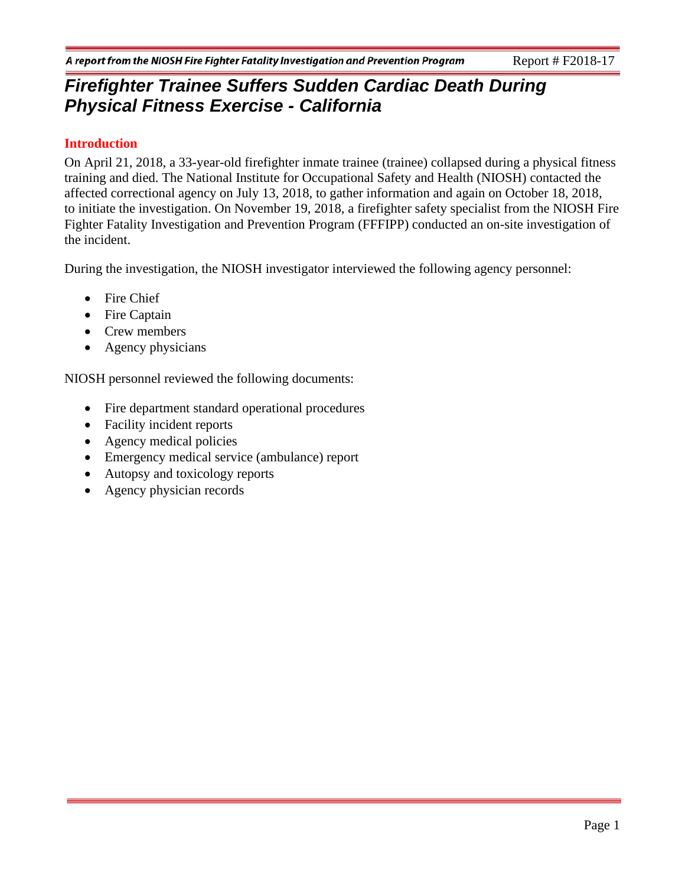# Firefighter Trainee Suffers Sudden Cardiac Death During Physical Fitness Exercise - California

## Introduction

On April 21, 2018, a 33-year-old firefighter inmate trainee (trainee) collapsed during a physical fitness training and died. The National Institute for Occupational Safety and Health (NIOSH) contacted the affected correctional agency on July 13, 2018, to gather information and again on October 18, 2018, to initiate the investigation. On November 19, 2018, a firefighter safety specialist from the NIOSH Fire Fighter Fatality Investigation and Prevention Program (FFFIPP) conducted an on-site investigation of the incident.

During the investigation, the NIOSH investigator interviewed the following agency personnel:

- Fire Chief
- Fire Captain
- Crew members
- Agency physicians

NIOSH personnel reviewed the following documents:

- Fire department standard operational procedures
- Facility incident reports
- Agency medical policies
- Emergency medical service (ambulance) report
- Autopsy and toxicology reports
- Agency physician records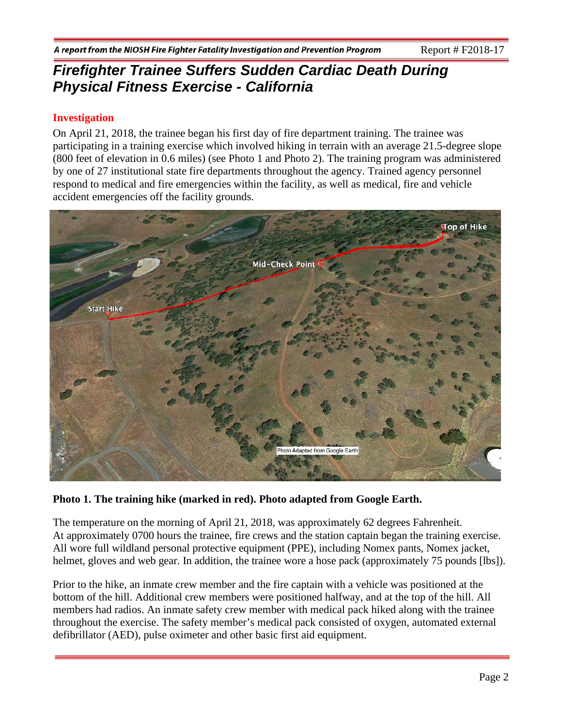# Firefighter Trainee Suffers Sudden Cardiac Death During Physical Fitness Exercise - California

## Investigation

On April 21, 2018, the trainee began his first day of fire department training. The trainee was participating in a training exercise which involved hiking in terrain with an average 21.5-degree slope (800 feet of elevation in 0.6 miles) (see Photo 1 and Photo 2). The training program was administered by one of 27 institutional state fire departments throughout the agency. Trained agency personnel respond to medical and fire emergencies within the facility, as well as medical, fire and vehicle accident emergencies off the facility grounds.

**Photo 1. The training hike (marked in red). Photo adapted from Google Earth.**

The temperature on the morning of April 21, 2018, was approximately 62 degrees Fahrenheit. At approximately 0700 hours the trainee, fire crews and the station captain began the training exercise. All wore full wildland personal protective equipment (PPE), including Nomex pants, Nomex jacket, helmet, gloves and web gear. In addition, the trainee wore a hose pack (approximately 75 pounds [lbs]).

Prior to the hike, an inmate crew member and the fire captain with a vehicle was positioned at the bottom of the hill. Additional crew members were positioned halfway, and at the top of the hill. All members had radios. An inmate safety crew member with medical pack hiked along with the trainee throughout the exercise. The safety member's medical pack consisted of oxygen, automated external defibrillator (AED), pulse oximeter and other basic first aid equipment.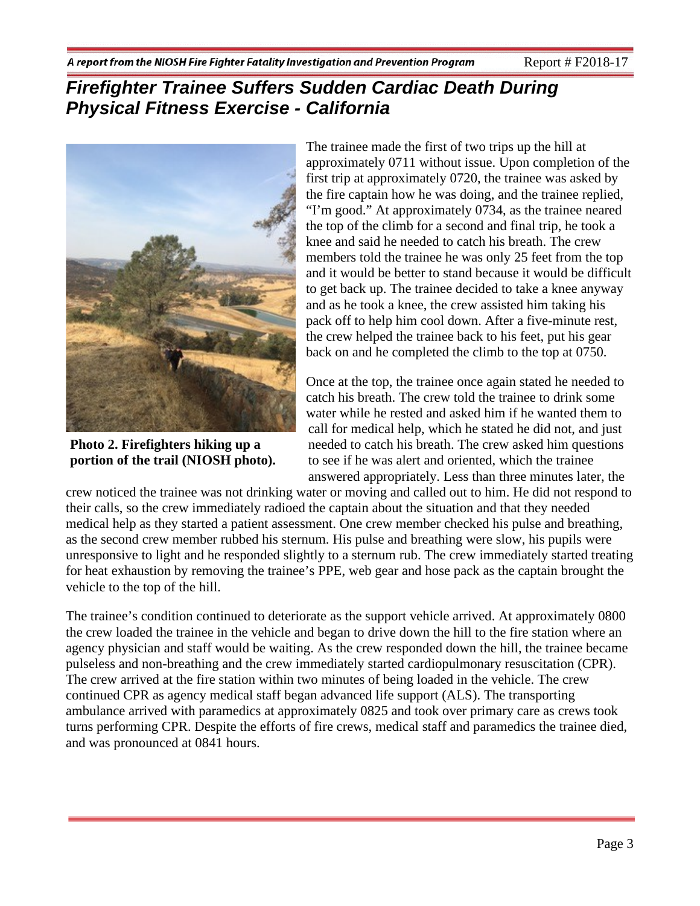The trainee made the first of two trips up the hill at approximately 0711 without issue. Upon completion of the first trip at approximately 0720, the trainee was asked by the fire captain how he was doing, and the trainee replied, "I'm good." At approximately 0734, as the trainee neared the top of the climb for a second and final trip, he took a knee and said he needed to catch his breath. The crew members told the trainee he was only 25 feet from the top and it would be better to stand because it would be difficult to get back up. The trainee decided to take a knee anyway and as he took a knee, the crew assisted him taking his pack off to help him cool down. After a five-minute rest, the crew helped the trainee back to his feet, put his gear back on and he completed the climb to the top at 0750.

**Photo 2. Firefighters hiking up a portion of the trail (NIOSH photo).**

Once at the top, the trainee once again stated he needed to catch his breath. The crew told the trainee to drink some water while he rested and asked him if he wanted them to call for medical help, which he stated he did not, and just needed to catch his breath. The crew asked him questions to see if he was alert and oriented, which the trainee answered appropriately. Less than three minutes later, the crew noticed the trainee was not drinking water or moving and called out to him. He did not respond to their calls, so the crew immediately radioed the captain about the situation and that they needed medical help as they started a patient assessment. One crew member checked his pulse and breathing, as the second crew member rubbed his sternum. His pulse and breathing were slow, his pupils were unresponsive to light and he responded slightly to a sternum rub. The crew immediately started treating for heat exhaustion by removing the trainee's PPE, web gear and hose pack as the captain brought the vehicle to the top of the hill.

The trainee's condition continued to deteriorate as the support vehicle arrived. At approximately 0800 the crew loaded the trainee in the vehicle and began to drive down the hill to the fire station where an agency physician and staff would be waiting. As the crew responded down the hill, the trainee became pulseless and non-breathing and the crew immediately started cardiopulmonary resuscitation (CPR). The crew arrived at the fire station within two minutes of being loaded in the vehicle. The crew continued CPR as agency medical staff began advanced life support (ALS). The transporting ambulance arrived with paramedics at approximately 0825 and took over primary care as crews took turns performing CPR. Despite the efforts of fire crews, medical staff and paramedics the trainee died, and was pronounced at 0841 hours.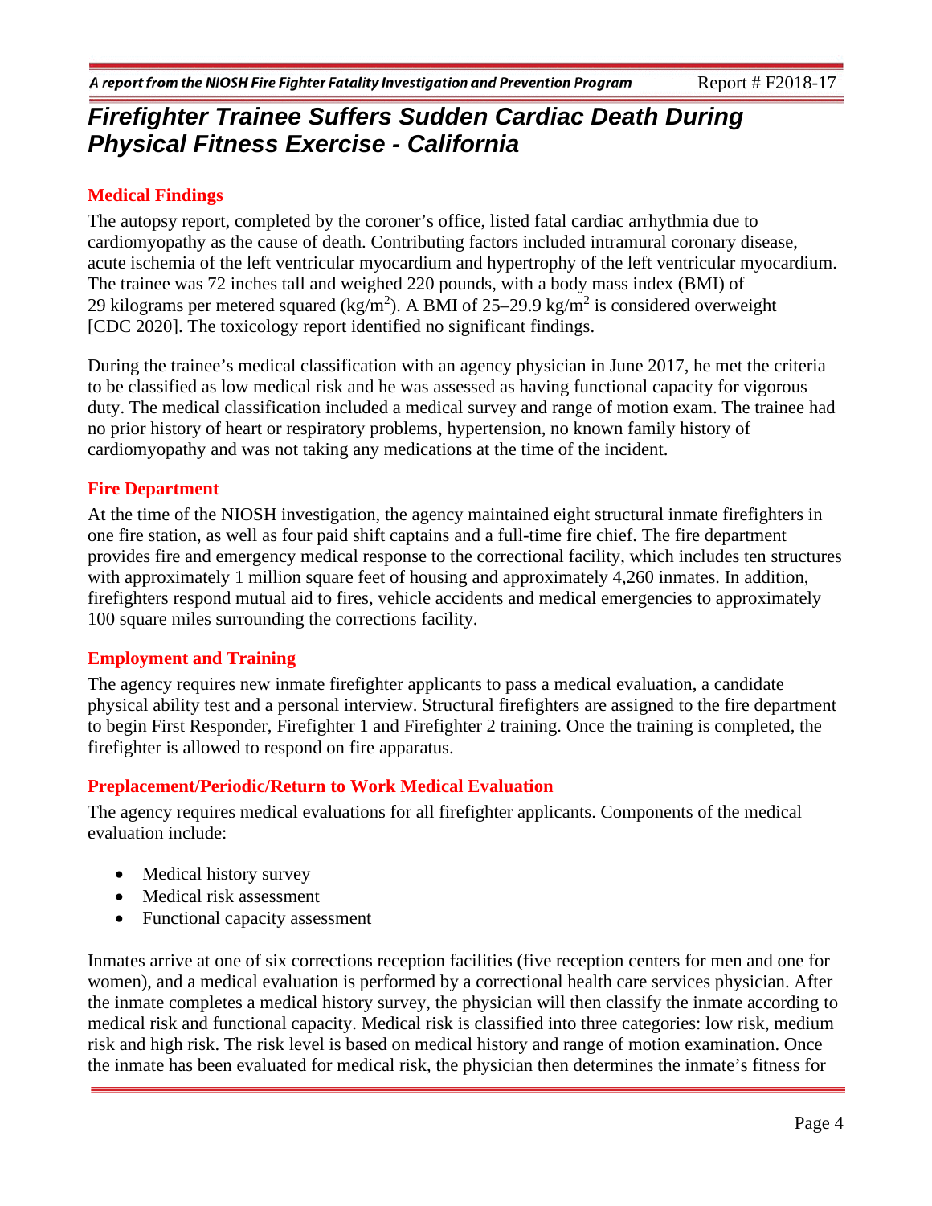## Medical Findings

The autopsy report, completed by the coroner's office, listed fatal cardiac arrhythmia due to cardiomyopathy as the cause of death. Contributing factors included intramural coronary disease, acute ischemia of the left ventricular myocardium and hypertrophy of the left ventricular myocardium. The trainee was 72 inches tall and weighed 220 pounds, with a body mass index (BMI) of 29 kilograms per metered squared ($kg/m^2$). A BMI of 25–29.9 $kg/m^2$ is considered overweight [CDC 2020]. The toxicology report identified no significant findings.

During the trainee's medical classification with an agency physician in June 2017, he met the criteria to be classified as low medical risk and he was assessed as having functional capacity for vigorous duty. The medical classification included a medical survey and range of motion exam. The trainee had no prior history of heart or respiratory problems, hypertension, no known family history of cardiomyopathy and was not taking any medications at the time of the incident.

## Fire Department

At the time of the NIOSH investigation, the agency maintained eight structural inmate firefighters in one fire station, as well as four paid shift captains and a full-time fire chief. The fire department provides fire and emergency medical response to the correctional facility, which includes ten structures with approximately 1 million square feet of housing and approximately 4,260 inmates. In addition, firefighters respond mutual aid to fires, vehicle accidents and medical emergencies to approximately 100 square miles surrounding the corrections facility.

## Employment and Training

The agency requires new inmate firefighter applicants to pass a medical evaluation, a candidate physical ability test and a personal interview. Structural firefighters are assigned to the fire department to begin First Responder, Firefighter 1 and Firefighter 2 training. Once the training is completed, the firefighter is allowed to respond on fire apparatus.

## Preplacement/Periodic/Return to Work Medical Evaluation

The agency requires medical evaluations for all firefighter applicants. Components of the medical evaluation include:

- Medical history survey
- Medical risk assessment
- Functional capacity assessment

Inmates arrive at one of six corrections reception facilities (five reception centers for men and one for women), and a medical evaluation is performed by a correctional health care services physician. After the inmate completes a medical history survey, the physician will then classify the inmate according to medical risk and functional capacity. Medical risk is classified into three categories: low risk, medium risk and high risk. The risk level is based on medical history and range of motion examination. Once the inmate has been evaluated for medical risk, the physician then determines the inmate's fitness for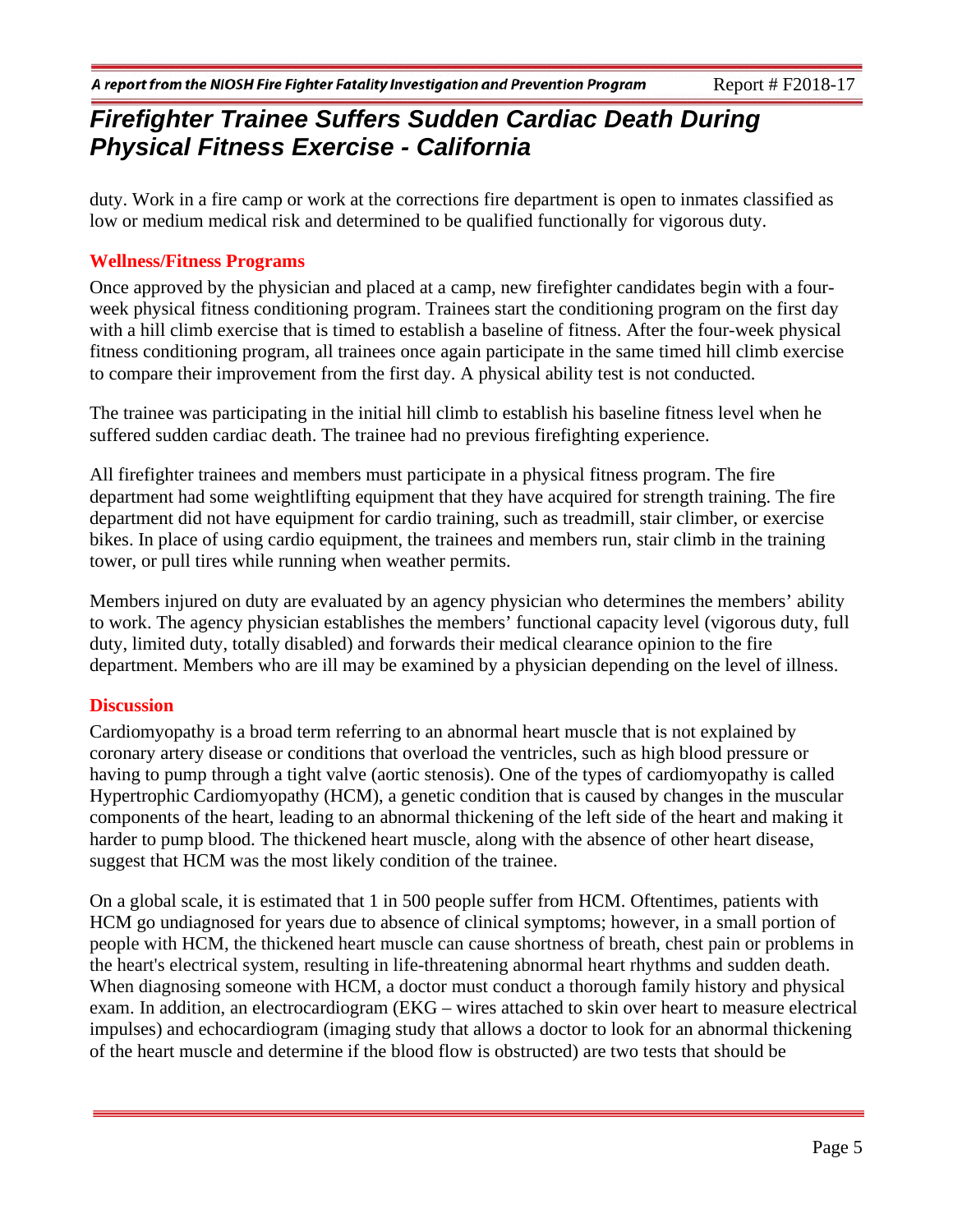duty. Work in a fire camp or work at the corrections fire department is open to inmates classified as low or medium medical risk and determined to be qualified functionally for vigorous duty.

### Wellness/Fitness Programs

Once approved by the physician and placed at a camp, new firefighter candidates begin with a four-week physical fitness conditioning program. Trainees start the conditioning program on the first day with a hill climb exercise that is timed to establish a baseline of fitness. After the four-week physical fitness conditioning program, all trainees once again participate in the same timed hill climb exercise to compare their improvement from the first day. A physical ability test is not conducted.

The trainee was participating in the initial hill climb to establish his baseline fitness level when he suffered sudden cardiac death. The trainee had no previous firefighting experience.

All firefighter trainees and members must participate in a physical fitness program. The fire department had some weightlifting equipment that they have acquired for strength training. The fire department did not have equipment for cardio training, such as treadmill, stair climber, or exercise bikes. In place of using cardio equipment, the trainees and members run, stair climb in the training tower, or pull tires while running when weather permits.

Members injured on duty are evaluated by an agency physician who determines the members' ability to work. The agency physician establishes the members' functional capacity level (vigorous duty, full duty, limited duty, totally disabled) and forwards their medical clearance opinion to the fire department. Members who are ill may be examined by a physician depending on the level of illness.

### Discussion

Cardiomyopathy is a broad term referring to an abnormal heart muscle that is not explained by coronary artery disease or conditions that overload the ventricles, such as high blood pressure or having to pump through a tight valve (aortic stenosis). One of the types of cardiomyopathy is called Hypertrophic Cardiomyopathy (HCM), a genetic condition that is caused by changes in the muscular components of the heart, leading to an abnormal thickening of the left side of the heart and making it harder to pump blood. The thickened heart muscle, along with the absence of other heart disease, suggest that HCM was the most likely condition of the trainee.

On a global scale, it is estimated that 1 in 500 people suffer from HCM. Oftentimes, patients with HCM go undiagnosed for years due to absence of clinical symptoms; however, in a small portion of people with HCM, the thickened heart muscle can cause shortness of breath, chest pain or problems in the heart's electrical system, resulting in life-threatening abnormal heart rhythms and sudden death. When diagnosing someone with HCM, a doctor must conduct a thorough family history and physical exam. In addition, an electrocardiogram (EKG – wires attached to skin over heart to measure electrical impulses) and echocardiogram (imaging study that allows a doctor to look for an abnormal thickening of the heart muscle and determine if the blood flow is obstructed) are two tests that should be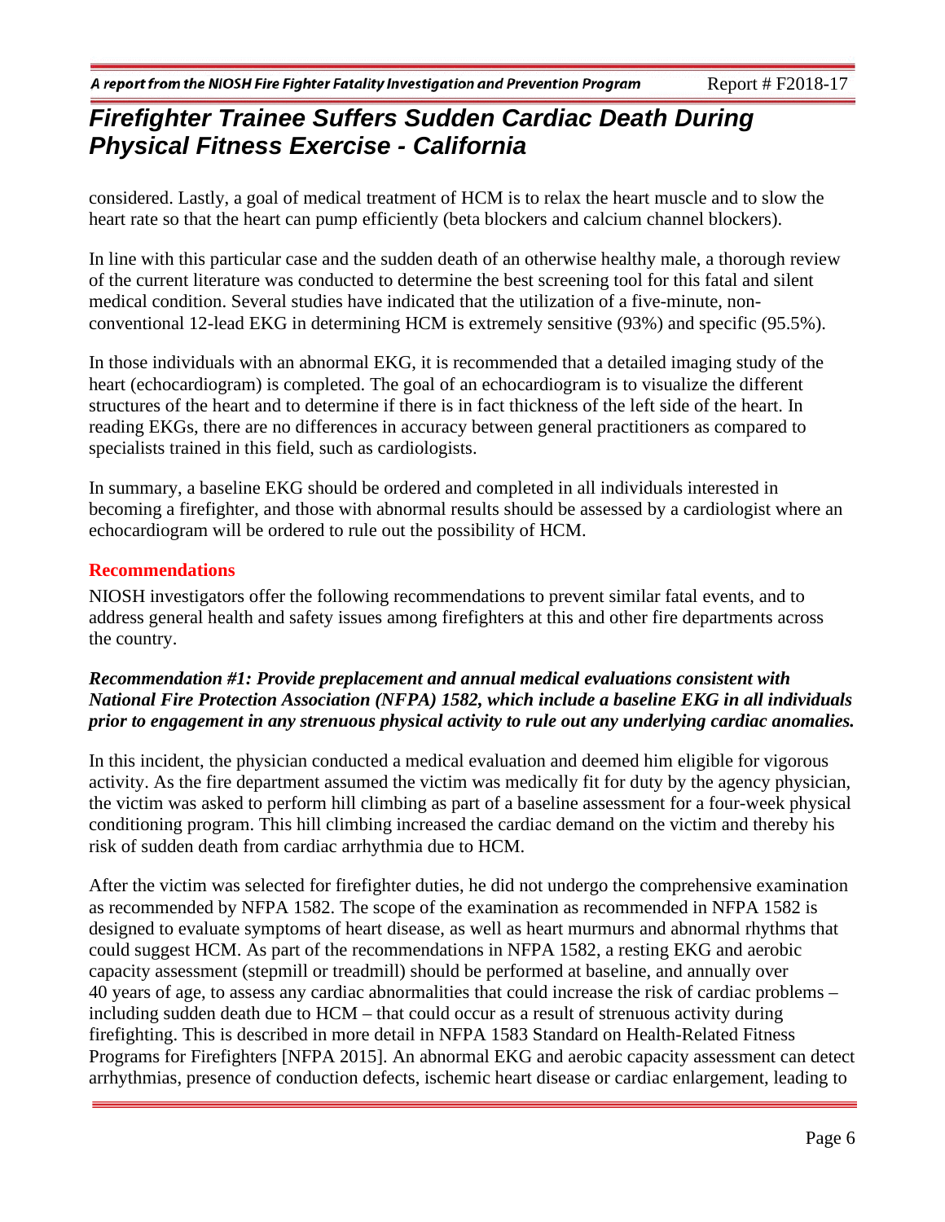considered. Lastly, a goal of medical treatment of HCM is to relax the heart muscle and to slow the heart rate so that the heart can pump efficiently (beta blockers and calcium channel blockers).

In line with this particular case and the sudden death of an otherwise healthy male, a thorough review of the current literature was conducted to determine the best screening tool for this fatal and silent medical condition. Several studies have indicated that the utilization of a five-minute, non-conventional 12-lead EKG in determining HCM is extremely sensitive (93%) and specific (95.5%).

In those individuals with an abnormal EKG, it is recommended that a detailed imaging study of the heart (echocardiogram) is completed. The goal of an echocardiogram is to visualize the different structures of the heart and to determine if there is in fact thickness of the left side of the heart. In reading EKGs, there are no differences in accuracy between general practitioners as compared to specialists trained in this field, such as cardiologists.

In summary, a baseline EKG should be ordered and completed in all individuals interested in becoming a firefighter, and those with abnormal results should be assessed by a cardiologist where an echocardiogram will be ordered to rule out the possibility of HCM.

## Recommendations

NIOSH investigators offer the following recommendations to prevent similar fatal events, and to address general health and safety issues among firefighters at this and other fire departments across the country.

***Recommendation #1: Provide preplacement and annual medical evaluations consistent with National Fire Protection Association (NFPA) 1582, which include a baseline EKG in all individuals prior to engagement in any strenuous physical activity to rule out any underlying cardiac anomalies.***

In this incident, the physician conducted a medical evaluation and deemed him eligible for vigorous activity. As the fire department assumed the victim was medically fit for duty by the agency physician, the victim was asked to perform hill climbing as part of a baseline assessment for a four-week physical conditioning program. This hill climbing increased the cardiac demand on the victim and thereby his risk of sudden death from cardiac arrhythmia due to HCM.

After the victim was selected for firefighter duties, he did not undergo the comprehensive examination as recommended by NFPA 1582. The scope of the examination as recommended in NFPA 1582 is designed to evaluate symptoms of heart disease, as well as heart murmurs and abnormal rhythms that could suggest HCM. As part of the recommendations in NFPA 1582, a resting EKG and aerobic capacity assessment (stepmill or treadmill) should be performed at baseline, and annually over 40 years of age, to assess any cardiac abnormalities that could increase the risk of cardiac problems – including sudden death due to HCM – that could occur as a result of strenuous activity during firefighting. This is described in more detail in NFPA 1583 Standard on Health-Related Fitness Programs for Firefighters [NFPA 2015]. An abnormal EKG and aerobic capacity assessment can detect arrhythmias, presence of conduction defects, ischemic heart disease or cardiac enlargement, leading to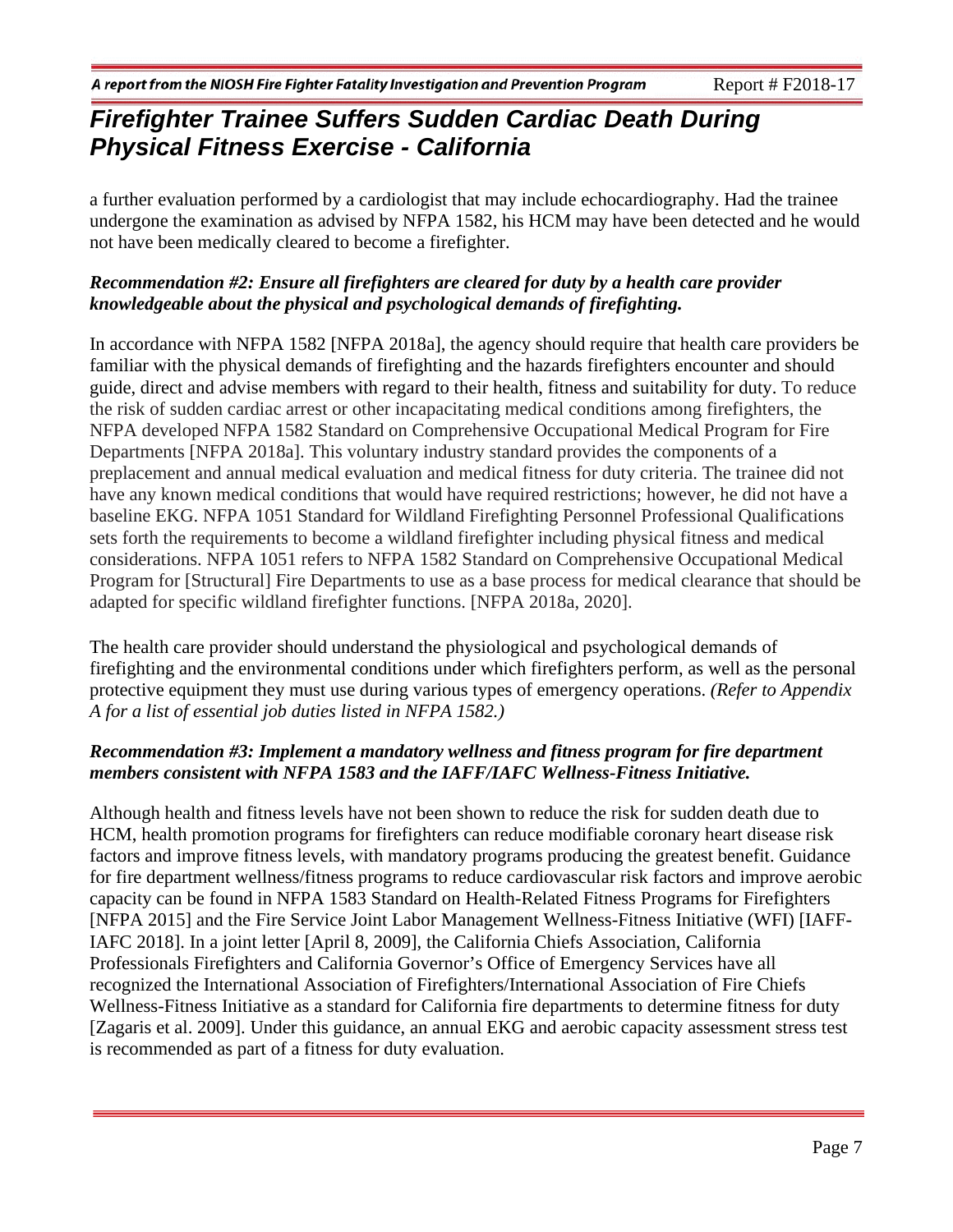a further evaluation performed by a cardiologist that may include echocardiography. Had the trainee undergone the examination as advised by NFPA 1582, his HCM may have been detected and he would not have been medically cleared to become a firefighter.

***Recommendation #2: Ensure all firefighters are cleared for duty by a health care provider knowledgeable about the physical and psychological demands of firefighting.***

In accordance with NFPA 1582 [NFPA 2018a], the agency should require that health care providers be familiar with the physical demands of firefighting and the hazards firefighters encounter and should guide, direct and advise members with regard to their health, fitness and suitability for duty. To reduce the risk of sudden cardiac arrest or other incapacitating medical conditions among firefighters, the NFPA developed NFPA 1582 Standard on Comprehensive Occupational Medical Program for Fire Departments [NFPA 2018a]. This voluntary industry standard provides the components of a preplacement and annual medical evaluation and medical fitness for duty criteria. The trainee did not have any known medical conditions that would have required restrictions; however, he did not have a baseline EKG. NFPA 1051 Standard for Wildland Firefighting Personnel Professional Qualifications sets forth the requirements to become a wildland firefighter including physical fitness and medical considerations. NFPA 1051 refers to NFPA 1582 Standard on Comprehensive Occupational Medical Program for [Structural] Fire Departments to use as a base process for medical clearance that should be adapted for specific wildland firefighter functions. [NFPA 2018a, 2020].

The health care provider should understand the physiological and psychological demands of firefighting and the environmental conditions under which firefighters perform, as well as the personal protective equipment they must use during various types of emergency operations. *(Refer to Appendix A for a list of essential job duties listed in NFPA 1582.)*

***Recommendation #3: Implement a mandatory wellness and fitness program for fire department members consistent with NFPA 1583 and the IAFF/IAFC Wellness-Fitness Initiative.***

Although health and fitness levels have not been shown to reduce the risk for sudden death due to HCM, health promotion programs for firefighters can reduce modifiable coronary heart disease risk factors and improve fitness levels, with mandatory programs producing the greatest benefit. Guidance for fire department wellness/fitness programs to reduce cardiovascular risk factors and improve aerobic capacity can be found in NFPA 1583 Standard on Health-Related Fitness Programs for Firefighters [NFPA 2015] and the Fire Service Joint Labor Management Wellness-Fitness Initiative (WFI) [IAFF-IAFC 2018]. In a joint letter [April 8, 2009], the California Chiefs Association, California Professionals Firefighters and California Governor's Office of Emergency Services have all recognized the International Association of Firefighters/International Association of Fire Chiefs Wellness-Fitness Initiative as a standard for California fire departments to determine fitness for duty [Zagaris et al. 2009]. Under this guidance, an annual EKG and aerobic capacity assessment stress test is recommended as part of a fitness for duty evaluation.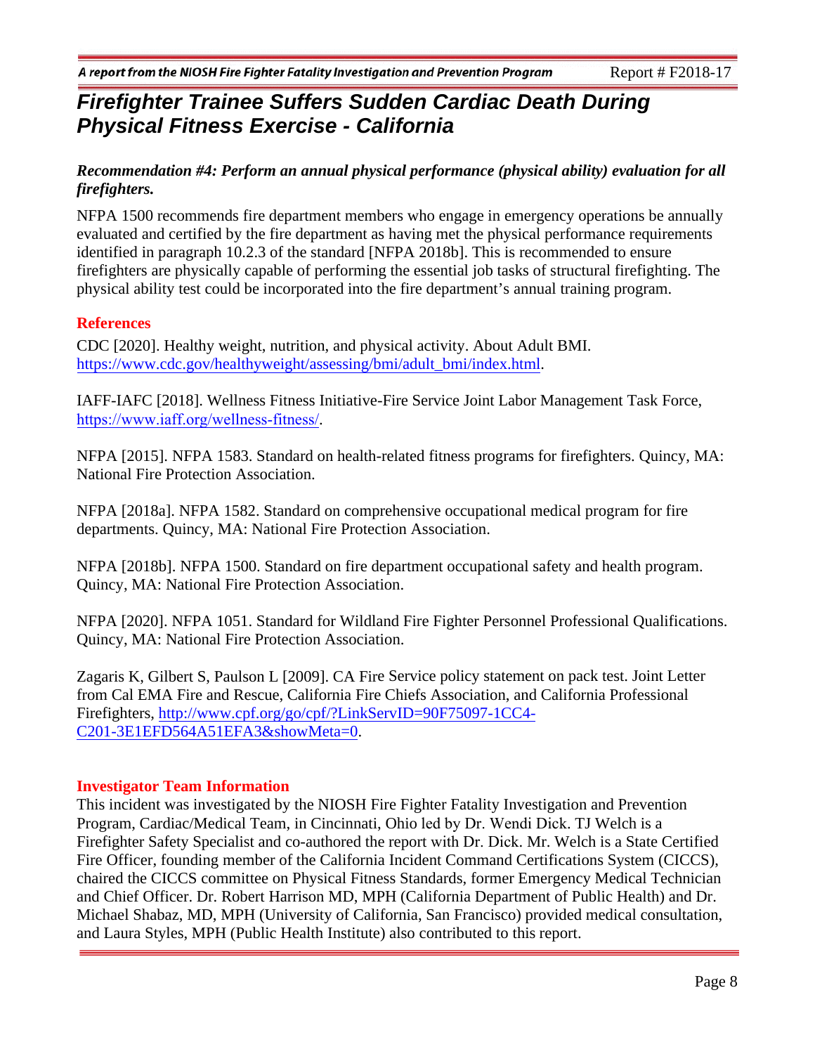#### *Recommendation #4: Perform an annual physical performance (physical ability) evaluation for all firefighters.*

NFPA 1500 recommends fire department members who engage in emergency operations be annually evaluated and certified by the fire department as having met the physical performance requirements identified in paragraph 10.2.3 of the standard [NFPA 2018b]. This is recommended to ensure firefighters are physically capable of performing the essential job tasks of structural firefighting. The physical ability test could be incorporated into the fire department's annual training program.

## References

CDC [2020]. Healthy weight, nutrition, and physical activity. About Adult BMI. https://www.cdc.gov/healthyweight/assessing/bmi/adult_bmi/index.html.

IAFF-IAFC [2018]. Wellness Fitness Initiative-Fire Service Joint Labor Management Task Force, https://www.iaff.org/wellness-fitness/.

NFPA [2015]. NFPA 1583. Standard on health-related fitness programs for firefighters. Quincy, MA: National Fire Protection Association.

NFPA [2018a]. NFPA 1582. Standard on comprehensive occupational medical program for fire departments. Quincy, MA: National Fire Protection Association.

NFPA [2018b]. NFPA 1500. Standard on fire department occupational safety and health program. Quincy, MA: National Fire Protection Association.

NFPA [2020]. NFPA 1051. Standard for Wildland Fire Fighter Personnel Professional Qualifications. Quincy, MA: National Fire Protection Association.

Zagaris K, Gilbert S, Paulson L [2009]. CA Fire Service policy statement on pack test. Joint Letter from Cal EMA Fire and Rescue, California Fire Chiefs Association, and California Professional Firefighters, http://www.cpf.org/go/cpf/?LinkServID=90F75097-1CC4-C201-3E1EFD564A51EFA3&showMeta=0.

## Investigator Team Information

This incident was investigated by the NIOSH Fire Fighter Fatality Investigation and Prevention Program, Cardiac/Medical Team, in Cincinnati, Ohio led by Dr. Wendi Dick. TJ Welch is a Firefighter Safety Specialist and co-authored the report with Dr. Dick. Mr. Welch is a State Certified Fire Officer, founding member of the California Incident Command Certifications System (CICCS), chaired the CICCS committee on Physical Fitness Standards, former Emergency Medical Technician and Chief Officer. Dr. Robert Harrison MD, MPH (California Department of Public Health) and Dr. Michael Shabaz, MD, MPH (University of California, San Francisco) provided medical consultation, and Laura Styles, MPH (Public Health Institute) also contributed to this report.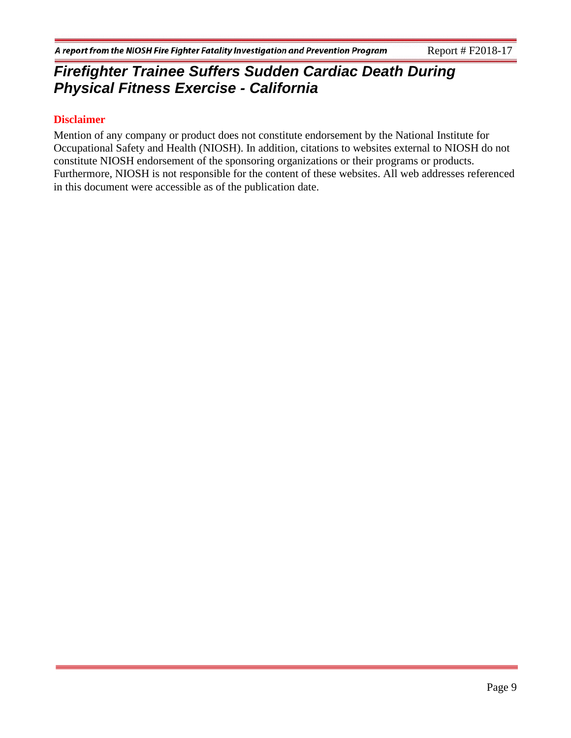## Disclaimer

Mention of any company or product does not constitute endorsement by the National Institute for Occupational Safety and Health (NIOSH). In addition, citations to websites external to NIOSH do not constitute NIOSH endorsement of the sponsoring organizations or their programs or products. Furthermore, NIOSH is not responsible for the content of these websites. All web addresses referenced in this document were accessible as of the publication date.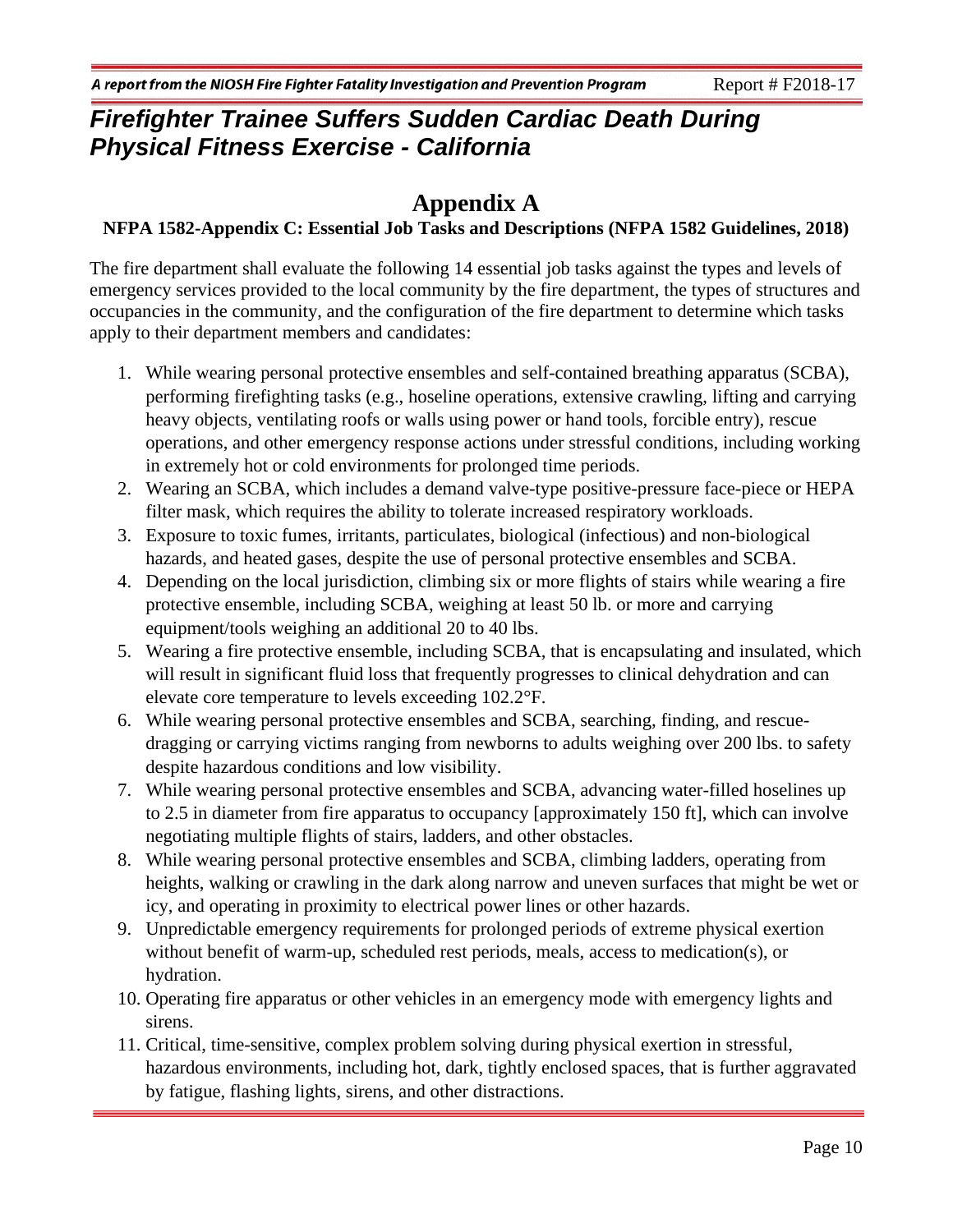# Firefighter Trainee Suffers Sudden Cardiac Death During Physical Fitness Exercise - California

## Appendix A

### NFPA 1582-Appendix C: Essential Job Tasks and Descriptions (NFPA 1582 Guidelines, 2018)

The fire department shall evaluate the following 14 essential job tasks against the types and levels of emergency services provided to the local community by the fire department, the types of structures and occupancies in the community, and the configuration of the fire department to determine which tasks apply to their department members and candidates:

1. While wearing personal protective ensembles and self-contained breathing apparatus (SCBA), performing firefighting tasks (e.g., hoseline operations, extensive crawling, lifting and carrying heavy objects, ventilating roofs or walls using power or hand tools, forcible entry), rescue operations, and other emergency response actions under stressful conditions, including working in extremely hot or cold environments for prolonged time periods.
2. Wearing an SCBA, which includes a demand valve-type positive-pressure face-piece or HEPA filter mask, which requires the ability to tolerate increased respiratory workloads.
3. Exposure to toxic fumes, irritants, particulates, biological (infectious) and non-biological hazards, and heated gases, despite the use of personal protective ensembles and SCBA.
4. Depending on the local jurisdiction, climbing six or more flights of stairs while wearing a fire protective ensemble, including SCBA, weighing at least 50 lb. or more and carrying equipment/tools weighing an additional 20 to 40 lbs.
5. Wearing a fire protective ensemble, including SCBA, that is encapsulating and insulated, which will result in significant fluid loss that frequently progresses to clinical dehydration and can elevate core temperature to levels exceeding 102.2°F.
6. While wearing personal protective ensembles and SCBA, searching, finding, and rescue-dragging or carrying victims ranging from newborns to adults weighing over 200 lbs. to safety despite hazardous conditions and low visibility.
7. While wearing personal protective ensembles and SCBA, advancing water-filled hoselines up to 2.5 in diameter from fire apparatus to occupancy [approximately 150 ft], which can involve negotiating multiple flights of stairs, ladders, and other obstacles.
8. While wearing personal protective ensembles and SCBA, climbing ladders, operating from heights, walking or crawling in the dark along narrow and uneven surfaces that might be wet or icy, and operating in proximity to electrical power lines or other hazards.
9. Unpredictable emergency requirements for prolonged periods of extreme physical exertion without benefit of warm-up, scheduled rest periods, meals, access to medication(s), or hydration.
10. Operating fire apparatus or other vehicles in an emergency mode with emergency lights and sirens.
11. Critical, time-sensitive, complex problem solving during physical exertion in stressful, hazardous environments, including hot, dark, tightly enclosed spaces, that is further aggravated by fatigue, flashing lights, sirens, and other distractions.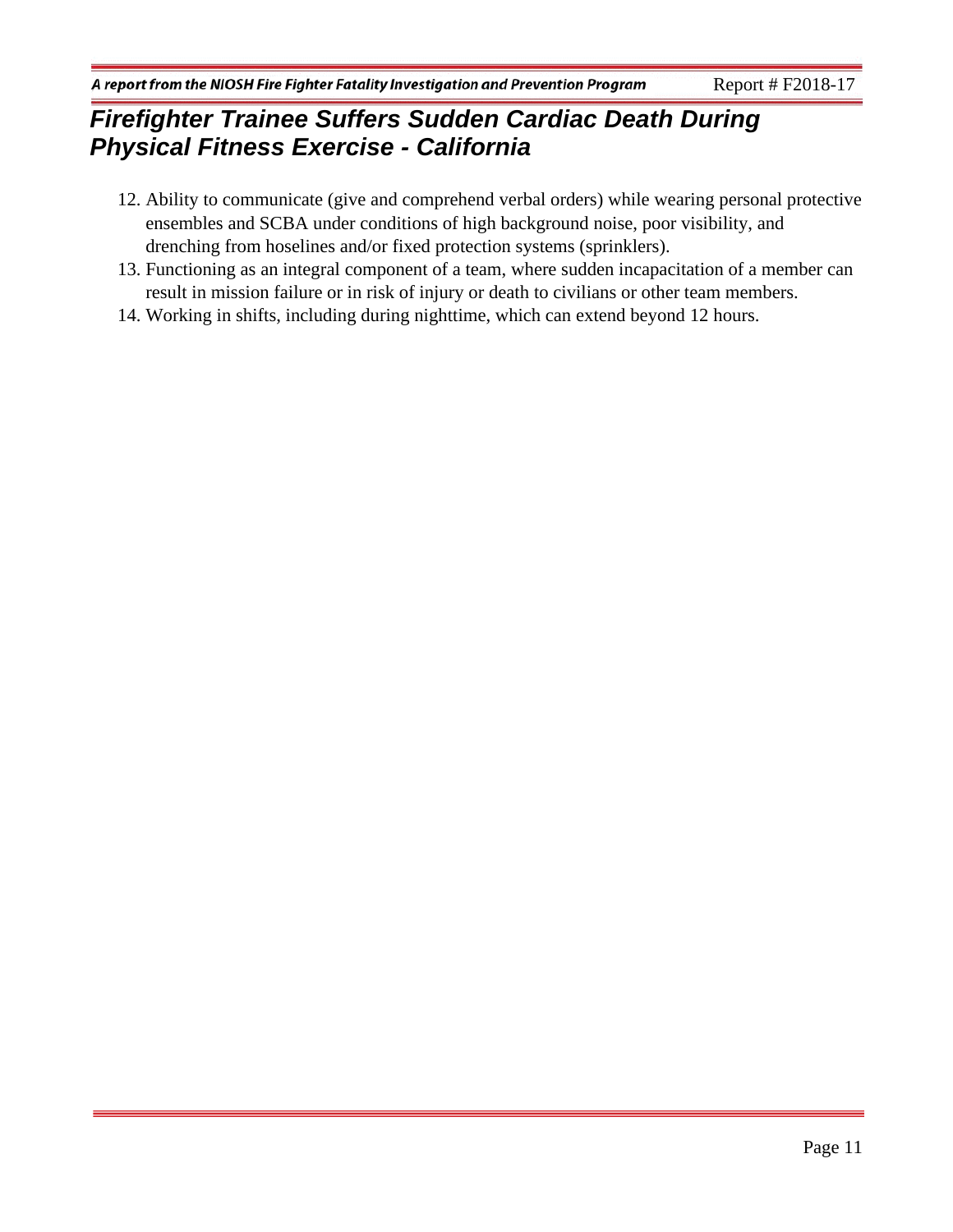12. Ability to communicate (give and comprehend verbal orders) while wearing personal protective ensembles and SCBA under conditions of high background noise, poor visibility, and drenching from hoselines and/or fixed protection systems (sprinklers).
13. Functioning as an integral component of a team, where sudden incapacitation of a member can result in mission failure or in risk of injury or death to civilians or other team members.
14. Working in shifts, including during nighttime, which can extend beyond 12 hours.